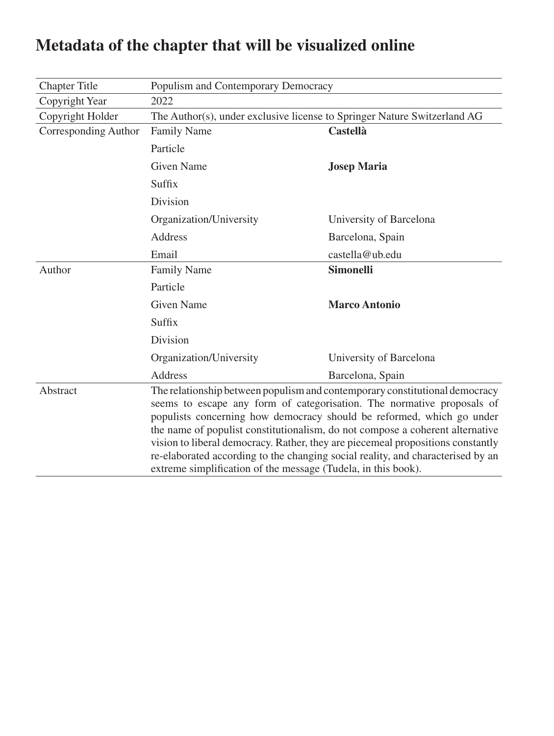# Metadata of the chapter that will be visualized online

| | | |
|---|---|---|
| Chapter Title | Populism and Contemporary Democracy | |
| Copyright Year | 2022 | |
| Copyright Holder | The Author(s), under exclusive license to Springer Nature Switzerland AG | |
| Corresponding Author | Family Name | **Castellà** |
| | Particle | |
| | Given Name | **Josep Maria** |
| | Suffix | |
| | Division | |
| | Organization/University | University of Barcelona |
| | Address | Barcelona, Spain |
| | Email | castella@ub.edu |
| Author | Family Name | **Simonelli** |
| | Particle | |
| | Given Name | **Marco Antonio** |
| | Suffix | |
| | Division | |
| | Organization/University | University of Barcelona |
| | Address | Barcelona, Spain |
| Abstract | The relationship between populism and contemporary constitutional democracy seems to escape any form of categorisation. The normative proposals of populists concerning how democracy should be reformed, which go under the name of populist constitutionalism, do not compose a coherent alternative vision to liberal democracy. Rather, they are piecemeal propositions constantly re-elaborated according to the changing social reality, and characterised by an extreme simplification of the message (Tudela, in this book). | |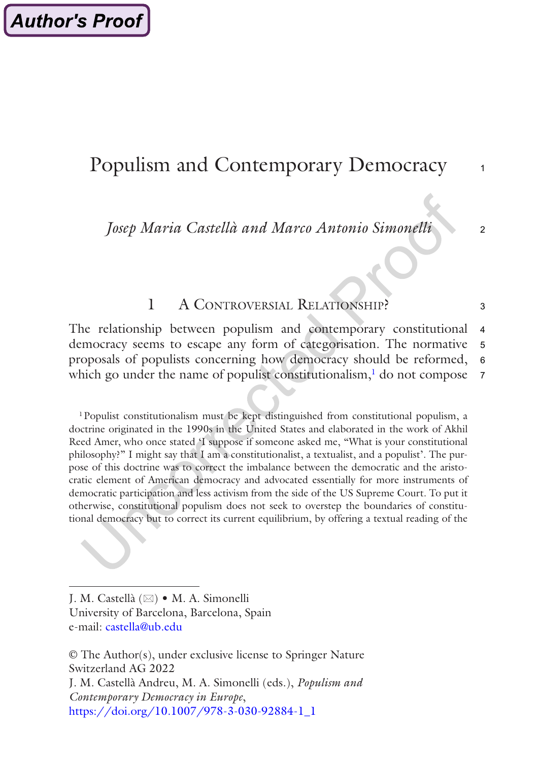# Populism and Contemporary Democracy

*Josep Maria Castellà and Marco Antonio Simonelli*

## 1 A Controversial Relationship?

The relationship between populism and contemporary constitutional democracy seems to escape any form of categorisation. The normative proposals of populists concerning how democracy should be reformed, which go under the name of populist constitutionalism,[1] do not compose

[1] Populist constitutionalism must be kept distinguished from constitutional populism, a doctrine originated in the 1990s in the United States and elaborated in the work of Akhil Reed Amer, who once stated 'I suppose if someone asked me, "What is your constitutional philosophy?" I might say that I am a constitutionalist, a textualist, and a populist'. The purpose of this doctrine was to correct the imbalance between the democratic and the aristocratic element of American democracy and advocated essentially for more instruments of democratic participation and less activism from the side of the US Supreme Court. To put it otherwise, constitutional populism does not seek to overstep the boundaries of constitutional democracy but to correct its current equilibrium, by offering a textual reading of the

J. M. Castellà (✉) • M. A. Simonelli
University of Barcelona, Barcelona, Spain
e-mail: castella@ub.edu

© The Author(s), under exclusive license to Springer Nature Switzerland AG 2022
J. M. Castellà Andreu, M. A. Simonelli (eds.), *Populism and Contemporary Democracy in Europe*,
https://doi.org/10.1007/978-3-030-92884-1_1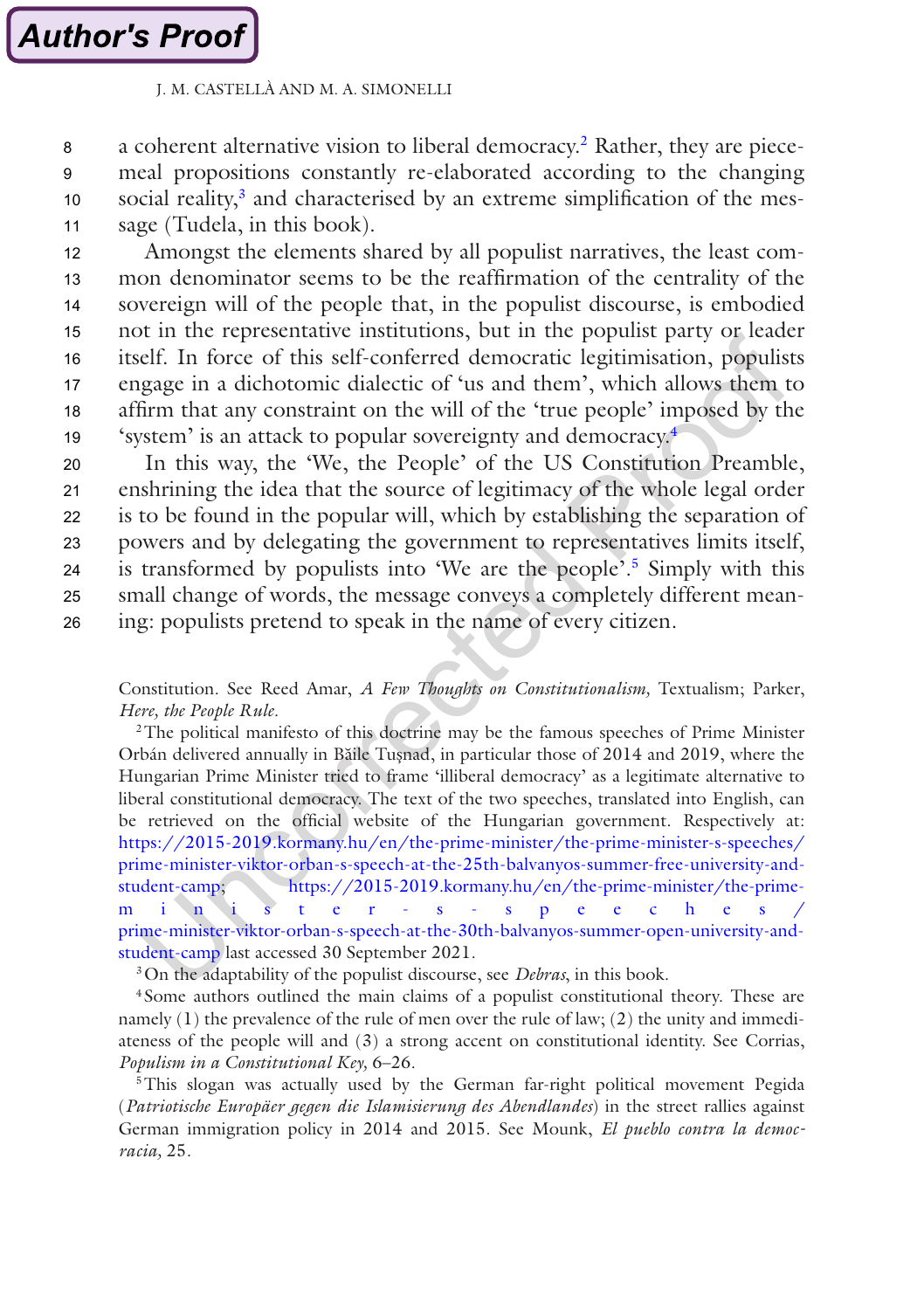a coherent alternative vision to liberal democracy.[2] Rather, they are piecemeal propositions constantly re-elaborated according to the changing social reality,[3] and characterised by an extreme simplification of the message (Tudela, in this book).

Amongst the elements shared by all populist narratives, the least common denominator seems to be the reaffirmation of the centrality of the sovereign will of the people that, in the populist discourse, is embodied not in the representative institutions, but in the populist party or leader itself. In force of this self-conferred democratic legitimisation, populists engage in a dichotomic dialectic of 'us and them', which allows them to affirm that any constraint on the will of the 'true people' imposed by the 'system' is an attack to popular sovereignty and democracy.[4]

In this way, the 'We, the People' of the US Constitution Preamble, enshrining the idea that the source of legitimacy of the whole legal order is to be found in the popular will, which by establishing the separation of powers and by delegating the government to representatives limits itself, is transformed by populists into 'We are the people'.[5] Simply with this small change of words, the message conveys a completely different meaning: populists pretend to speak in the name of every citizen.

---

Constitution. See Reed Amar, *A Few Thoughts on Constitutionalism,* Textualism; Parker, *Here, the People Rule*.

[2] The political manifesto of this doctrine may be the famous speeches of Prime Minister Orbán delivered annually in Băile Tuşnad, in particular those of 2014 and 2019, where the Hungarian Prime Minister tried to frame 'illiberal democracy' as a legitimate alternative to liberal constitutional democracy. The text of the two speeches, translated into English, can be retrieved on the official website of the Hungarian government. Respectively at: https://2015-2019.kormany.hu/en/the-prime-minister/the-prime-minister-s-speeches/prime-minister-viktor-orban-s-speech-at-the-25th-balvanyos-summer-free-university-and-student-camp; https://2015-2019.kormany.hu/en/the-prime-minister/the-prime-minister-s-speeches/prime-minister-viktor-orban-s-speech-at-the-30th-balvanyos-summer-open-university-and-student-camp last accessed 30 September 2021.

[3] On the adaptability of the populist discourse, see *Debras*, in this book.

[4] Some authors outlined the main claims of a populist constitutional theory. These are namely (1) the prevalence of the rule of men over the rule of law; (2) the unity and immediateness of the people will and (3) a strong accent on constitutional identity. See Corrias, *Populism in a Constitutional Key,* 6–26.

[5] This slogan was actually used by the German far-right political movement Pegida (*Patriotische Europäer gegen die Islamisierung des Abendlandes*) in the street rallies against German immigration policy in 2014 and 2015. See Mounk, *El pueblo contra la democracia,* 25.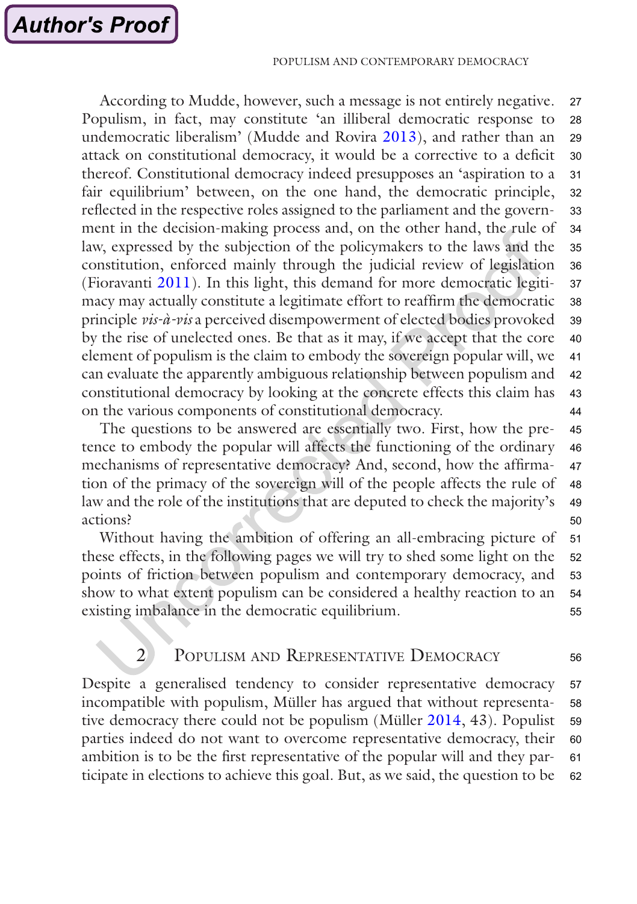According to Mudde, however, such a message is not entirely negative. Populism, in fact, may constitute 'an illiberal democratic response to undemocratic liberalism' (Mudde and Rovira 2013), and rather than an attack on constitutional democracy, it would be a corrective to a deficit thereof. Constitutional democracy indeed presupposes an 'aspiration to a fair equilibrium' between, on the one hand, the democratic principle, reflected in the respective roles assigned to the parliament and the government in the decision-making process and, on the other hand, the rule of law, expressed by the subjection of the policymakers to the laws and the constitution, enforced mainly through the judicial review of legislation (Fioravanti 2011). In this light, this demand for more democratic legitimacy may actually constitute a legitimate effort to reaffirm the democratic principle *vis-à-vis* a perceived disempowerment of elected bodies provoked by the rise of unelected ones. Be that as it may, if we accept that the core element of populism is the claim to embody the sovereign popular will, we can evaluate the apparently ambiguous relationship between populism and constitutional democracy by looking at the concrete effects this claim has on the various components of constitutional democracy.

The questions to be answered are essentially two. First, how the pretence to embody the popular will affects the functioning of the ordinary mechanisms of representative democracy? And, second, how the affirmation of the primacy of the sovereign will of the people affects the rule of law and the role of the institutions that are deputed to check the majority's actions?

Without having the ambition of offering an all-embracing picture of these effects, in the following pages we will try to shed some light on the points of friction between populism and contemporary democracy, and show to what extent populism can be considered a healthy reaction to an existing imbalance in the democratic equilibrium.

## 2 Populism and Representative Democracy

Despite a generalised tendency to consider representative democracy incompatible with populism, Müller has argued that without representative democracy there could not be populism (Müller 2014, 43). Populist parties indeed do not want to overcome representative democracy, their ambition is to be the first representative of the popular will and they participate in elections to achieve this goal. But, as we said, the question to be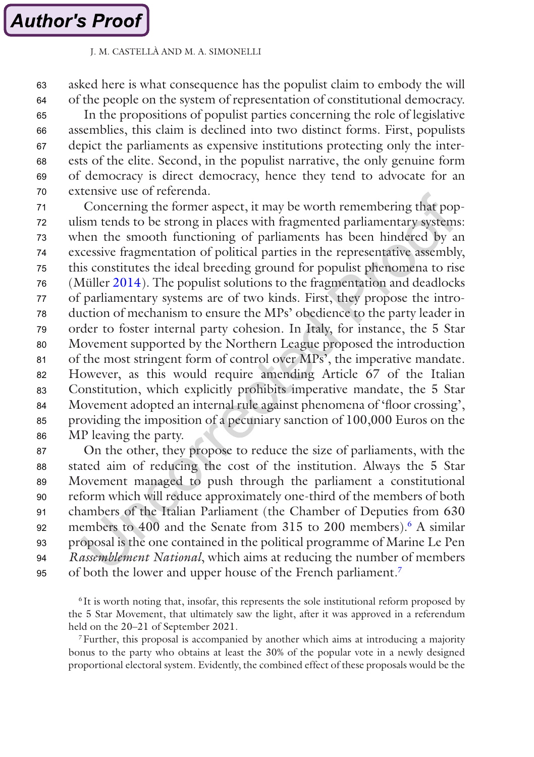asked here is what consequence has the populist claim to embody the will of the people on the system of representation of constitutional democracy.

In the propositions of populist parties concerning the role of legislative assemblies, this claim is declined into two distinct forms. First, populists depict the parliaments as expensive institutions protecting only the interests of the elite. Second, in the populist narrative, the only genuine form of democracy is direct democracy, hence they tend to advocate for an extensive use of referenda.

Concerning the former aspect, it may be worth remembering that populism tends to be strong in places with fragmented parliamentary systems: when the smooth functioning of parliaments has been hindered by an excessive fragmentation of political parties in the representative assembly, this constitutes the ideal breeding ground for populist phenomena to rise (Müller 2014). The populist solutions to the fragmentation and deadlocks of parliamentary systems are of two kinds. First, they propose the introduction of mechanism to ensure the MPs' obedience to the party leader in order to foster internal party cohesion. In Italy, for instance, the 5 Star Movement supported by the Northern League proposed the introduction of the most stringent form of control over MPs', the imperative mandate. However, as this would require amending Article 67 of the Italian Constitution, which explicitly prohibits imperative mandate, the 5 Star Movement adopted an internal rule against phenomena of 'floor crossing', providing the imposition of a pecuniary sanction of 100,000 Euros on the MP leaving the party.

On the other, they propose to reduce the size of parliaments, with the stated aim of reducing the cost of the institution. Always the 5 Star Movement managed to push through the parliament a constitutional reform which will reduce approximately one-third of the members of both chambers of the Italian Parliament (the Chamber of Deputies from 630 members to 400 and the Senate from 315 to 200 members).[6] A similar proposal is the one contained in the political programme of Marine Le Pen *Rassemblement National*, which aims at reducing the number of members of both the lower and upper house of the French parliament.[7]

[6] It is worth noting that, insofar, this represents the sole institutional reform proposed by the 5 Star Movement, that ultimately saw the light, after it was approved in a referendum held on the 20–21 of September 2021.

[7] Further, this proposal is accompanied by another which aims at introducing a majority bonus to the party who obtains at least the 30% of the popular vote in a newly designed proportional electoral system. Evidently, the combined effect of these proposals would be the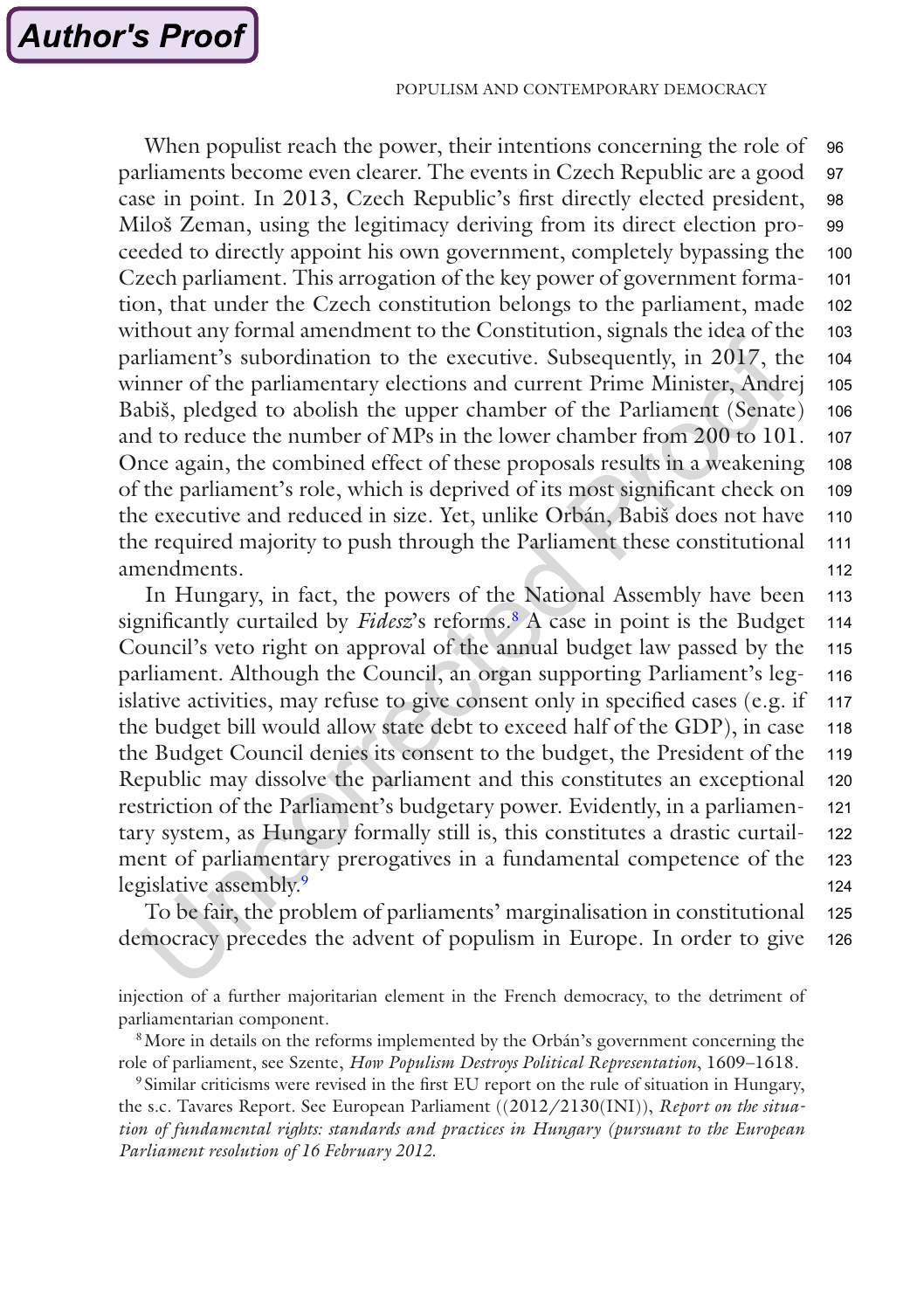When populist reach the power, their intentions concerning the role of parliaments become even clearer. The events in Czech Republic are a good case in point. In 2013, Czech Republic's first directly elected president, Miloš Zeman, using the legitimacy deriving from its direct election proceeded to directly appoint his own government, completely bypassing the Czech parliament. This arrogation of the key power of government formation, that under the Czech constitution belongs to the parliament, made without any formal amendment to the Constitution, signals the idea of the parliament's subordination to the executive. Subsequently, in 2017, the winner of the parliamentary elections and current Prime Minister, Andrej Babiš, pledged to abolish the upper chamber of the Parliament (Senate) and to reduce the number of MPs in the lower chamber from 200 to 101. Once again, the combined effect of these proposals results in a weakening of the parliament's role, which is deprived of its most significant check on the executive and reduced in size. Yet, unlike Orbán, Babiš does not have the required majority to push through the Parliament these constitutional amendments.

In Hungary, in fact, the powers of the National Assembly have been significantly curtailed by *Fidesz*'s reforms.[8] A case in point is the Budget Council's veto right on approval of the annual budget law passed by the parliament. Although the Council, an organ supporting Parliament's legislative activities, may refuse to give consent only in specified cases (e.g. if the budget bill would allow state debt to exceed half of the GDP), in case the Budget Council denies its consent to the budget, the President of the Republic may dissolve the parliament and this constitutes an exceptional restriction of the Parliament's budgetary power. Evidently, in a parliamentary system, as Hungary formally still is, this constitutes a drastic curtailment of parliamentary prerogatives in a fundamental competence of the legislative assembly.[9]

To be fair, the problem of parliaments' marginalisation in constitutional democracy precedes the advent of populism in Europe. In order to give

injection of a further majoritarian element in the French democracy, to the detriment of parliamentarian component.

[8] More in details on the reforms implemented by the Orbán's government concerning the role of parliament, see Szente, *How Populism Destroys Political Representation*, 1609–1618.

[9] Similar criticisms were revised in the first EU report on the rule of situation in Hungary, the s.c. Tavares Report. See European Parliament ((2012/2130(INI)), *Report on the situation of fundamental rights: standards and practices in Hungary (pursuant to the European Parliament resolution of 16 February 2012.*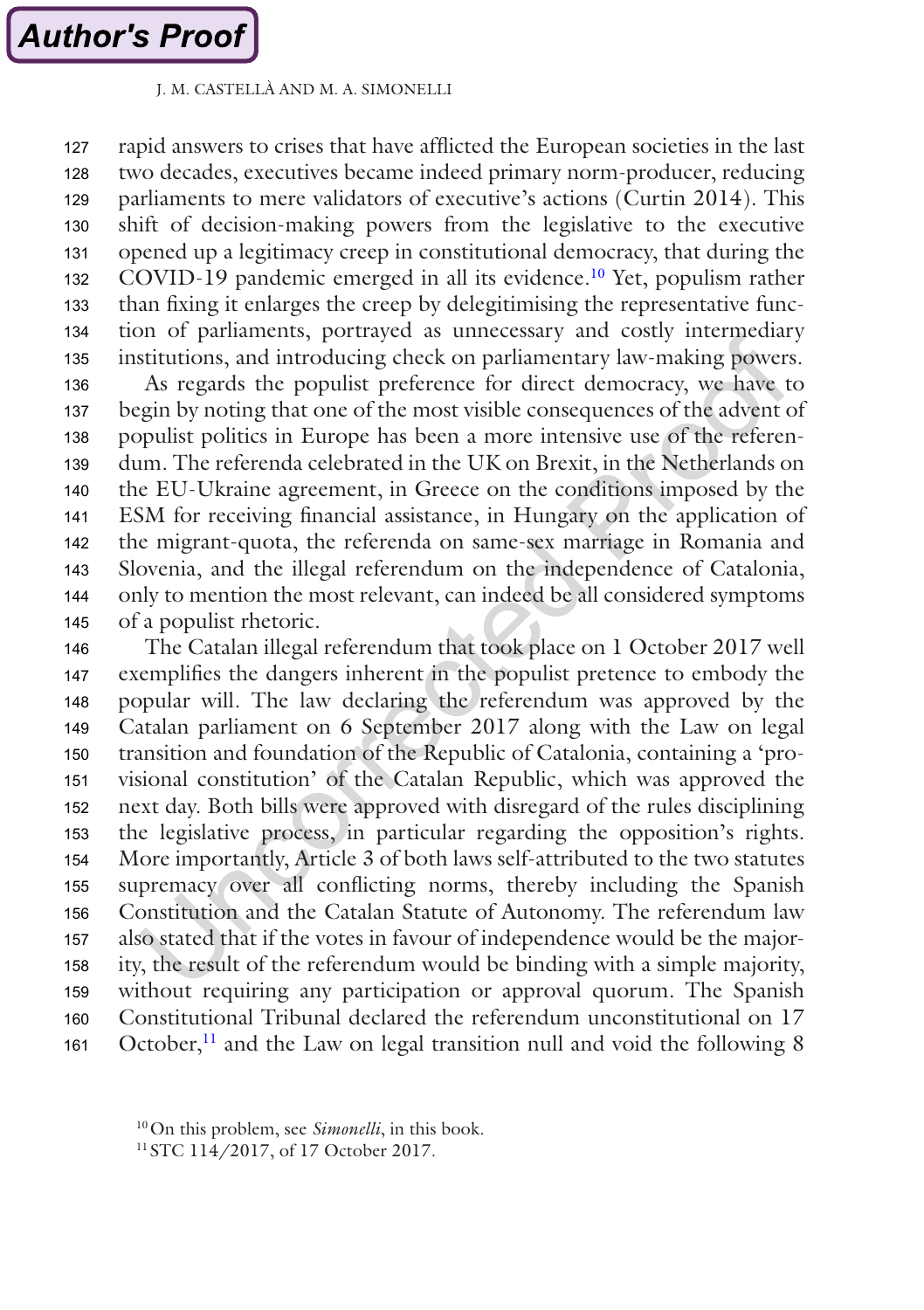rapid answers to crises that have afflicted the European societies in the last two decades, executives became indeed primary norm-producer, reducing parliaments to mere validators of executive's actions (Curtin 2014). This shift of decision-making powers from the legislative to the executive opened up a legitimacy creep in constitutional democracy, that during the COVID-19 pandemic emerged in all its evidence.[10] Yet, populism rather than fixing it enlarges the creep by delegitimising the representative function of parliaments, portrayed as unnecessary and costly intermediary institutions, and introducing check on parliamentary law-making powers.

As regards the populist preference for direct democracy, we have to begin by noting that one of the most visible consequences of the advent of populist politics in Europe has been a more intensive use of the referendum. The referenda celebrated in the UK on Brexit, in the Netherlands on the EU-Ukraine agreement, in Greece on the conditions imposed by the ESM for receiving financial assistance, in Hungary on the application of the migrant-quota, the referenda on same-sex marriage in Romania and Slovenia, and the illegal referendum on the independence of Catalonia, only to mention the most relevant, can indeed be all considered symptoms of a populist rhetoric.

The Catalan illegal referendum that took place on 1 October 2017 well exemplifies the dangers inherent in the populist pretence to embody the popular will. The law declaring the referendum was approved by the Catalan parliament on 6 September 2017 along with the Law on legal transition and foundation of the Republic of Catalonia, containing a 'provisional constitution' of the Catalan Republic, which was approved the next day. Both bills were approved with disregard of the rules disciplining the legislative process, in particular regarding the opposition's rights. More importantly, Article 3 of both laws self-attributed to the two statutes supremacy over all conflicting norms, thereby including the Spanish Constitution and the Catalan Statute of Autonomy. The referendum law also stated that if the votes in favour of independence would be the majority, the result of the referendum would be binding with a simple majority, without requiring any participation or approval quorum. The Spanish Constitutional Tribunal declared the referendum unconstitutional on 17 October,[11] and the Law on legal transition null and void the following 8

[10] On this problem, see *Simonelli*, in this book.

[11] STC 114/2017, of 17 October 2017.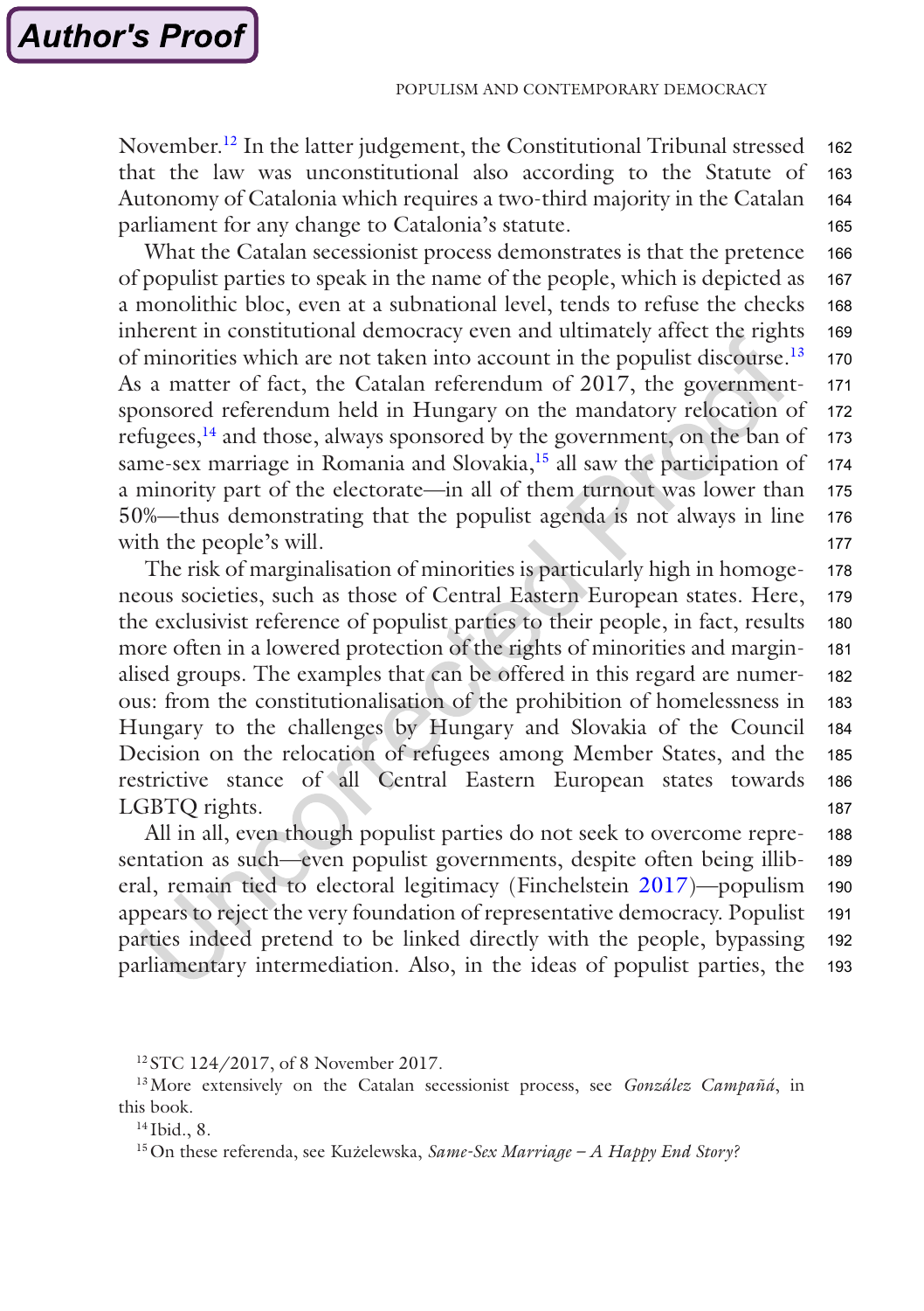November.[12] In the latter judgement, the Constitutional Tribunal stressed that the law was unconstitutional also according to the Statute of Autonomy of Catalonia which requires a two-third majority in the Catalan parliament for any change to Catalonia's statute.

What the Catalan secessionist process demonstrates is that the pretence of populist parties to speak in the name of the people, which is depicted as a monolithic bloc, even at a subnational level, tends to refuse the checks inherent in constitutional democracy even and ultimately affect the rights of minorities which are not taken into account in the populist discourse.[13] As a matter of fact, the Catalan referendum of 2017, the government-sponsored referendum held in Hungary on the mandatory relocation of refugees,[14] and those, always sponsored by the government, on the ban of same-sex marriage in Romania and Slovakia,[15] all saw the participation of a minority part of the electorate—in all of them turnout was lower than 50%—thus demonstrating that the populist agenda is not always in line with the people's will.

The risk of marginalisation of minorities is particularly high in homogeneous societies, such as those of Central Eastern European states. Here, the exclusivist reference of populist parties to their people, in fact, results more often in a lowered protection of the rights of minorities and marginalised groups. The examples that can be offered in this regard are numerous: from the constitutionalisation of the prohibition of homelessness in Hungary to the challenges by Hungary and Slovakia of the Council Decision on the relocation of refugees among Member States, and the restrictive stance of all Central Eastern European states towards LGBTQ rights.

All in all, even though populist parties do not seek to overcome representation as such—even populist governments, despite often being illiberal, remain tied to electoral legitimacy (Finchelstein 2017)—populism appears to reject the very foundation of representative democracy. Populist parties indeed pretend to be linked directly with the people, bypassing parliamentary intermediation. Also, in the ideas of populist parties, the

[12] STC 124/2017, of 8 November 2017.

[13] More extensively on the Catalan secessionist process, see *González Campañá*, in this book.

[14] Ibid., 8.

[15] On these referenda, see Kużelewska, *Same-Sex Marriage – A Happy End Story?*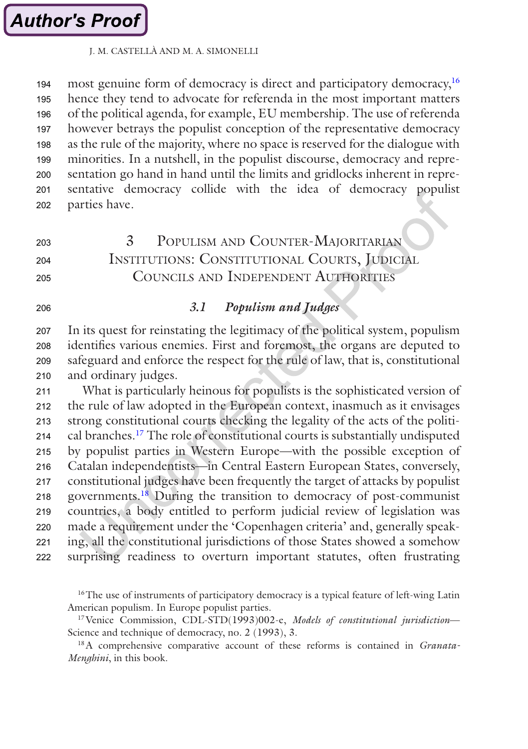most genuine form of democracy is direct and participatory democracy,[16] hence they tend to advocate for referenda in the most important matters of the political agenda, for example, EU membership. The use of referenda however betrays the populist conception of the representative democracy as the rule of the majority, where no space is reserved for the dialogue with minorities. In a nutshell, in the populist discourse, democracy and representation go hand in hand until the limits and gridlocks inherent in representative democracy collide with the idea of democracy populist parties have.

## 3 Populism and Counter-Majoritarian Institutions: Constitutional Courts, Judicial Councils and Independent Authorities

### 3.1 Populism and Judges

In its quest for reinstating the legitimacy of the political system, populism identifies various enemies. First and foremost, the organs are deputed to safeguard and enforce the respect for the rule of law, that is, constitutional and ordinary judges.

What is particularly heinous for populists is the sophisticated version of the rule of law adopted in the European context, inasmuch as it envisages strong constitutional courts checking the legality of the acts of the political branches.[17] The role of constitutional courts is substantially undisputed by populist parties in Western Europe—with the possible exception of Catalan independentists—in Central Eastern European States, conversely, constitutional judges have been frequently the target of attacks by populist governments.[18] During the transition to democracy of post-communist countries, a body entitled to perform judicial review of legislation was made a requirement under the 'Copenhagen criteria' and, generally speaking, all the constitutional jurisdictions of those States showed a somehow surprising readiness to overturn important statutes, often frustrating

[16] The use of instruments of participatory democracy is a typical feature of left-wing Latin American populism. In Europe populist parties.

[17] Venice Commission, CDL-STD(1993)002-e, *Models of constitutional jurisdiction*—Science and technique of democracy, no. 2 (1993), 3.

[18] A comprehensive comparative account of these reforms is contained in *Granata-Menghini*, in this book.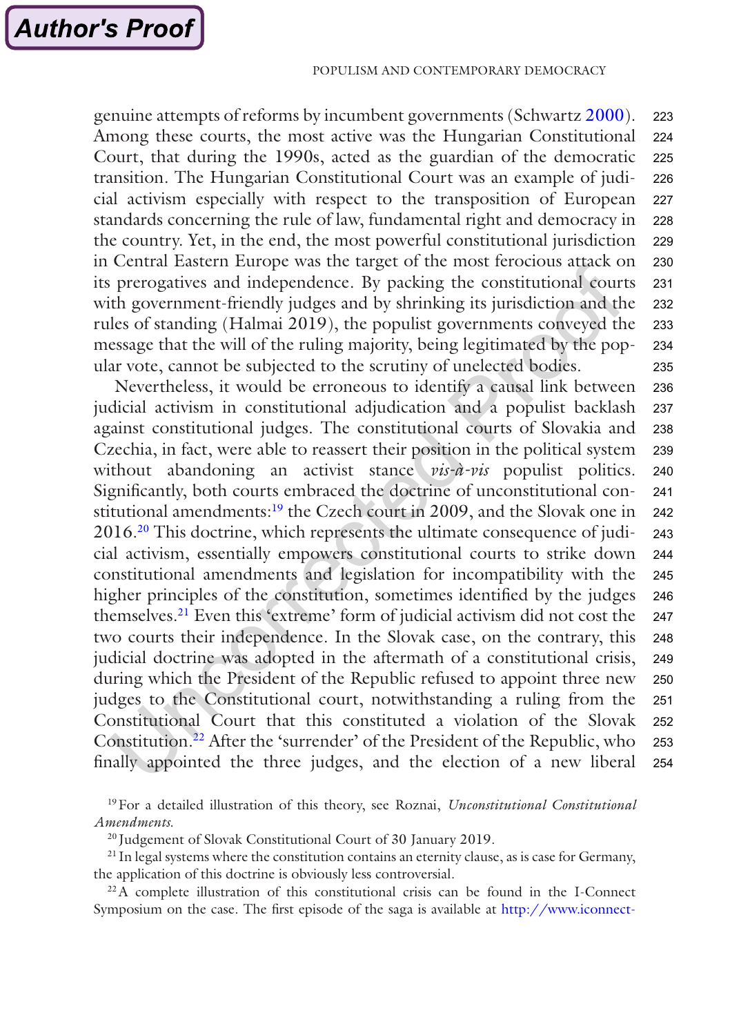genuine attempts of reforms by incumbent governments (Schwartz 2000). Among these courts, the most active was the Hungarian Constitutional Court, that during the 1990s, acted as the guardian of the democratic transition. The Hungarian Constitutional Court was an example of judicial activism especially with respect to the transposition of European standards concerning the rule of law, fundamental right and democracy in the country. Yet, in the end, the most powerful constitutional jurisdiction in Central Eastern Europe was the target of the most ferocious attack on its prerogatives and independence. By packing the constitutional courts with government-friendly judges and by shrinking its jurisdiction and the rules of standing (Halmai 2019), the populist governments conveyed the message that the will of the ruling majority, being legitimated by the popular vote, cannot be subjected to the scrutiny of unelected bodies.

Nevertheless, it would be erroneous to identify a causal link between judicial activism in constitutional adjudication and a populist backlash against constitutional judges. The constitutional courts of Slovakia and Czechia, in fact, were able to reassert their position in the political system without abandoning an activist stance *vis-à-vis* populist politics. Significantly, both courts embraced the doctrine of unconstitutional constitutional amendments:[19] the Czech court in 2009, and the Slovak one in 2016.[20] This doctrine, which represents the ultimate consequence of judicial activism, essentially empowers constitutional courts to strike down constitutional amendments and legislation for incompatibility with the higher principles of the constitution, sometimes identified by the judges themselves.[21] Even this 'extreme' form of judicial activism did not cost the two courts their independence. In the Slovak case, on the contrary, this judicial doctrine was adopted in the aftermath of a constitutional crisis, during which the President of the Republic refused to appoint three new judges to the Constitutional court, notwithstanding a ruling from the Constitutional Court that this constituted a violation of the Slovak Constitution.[22] After the 'surrender' of the President of the Republic, who finally appointed the three judges, and the election of a new liberal

[19] For a detailed illustration of this theory, see Roznai, *Unconstitutional Constitutional Amendments.*

[20] Judgement of Slovak Constitutional Court of 30 January 2019.

[21] In legal systems where the constitution contains an eternity clause, as is case for Germany, the application of this doctrine is obviously less controversial.

[22] A complete illustration of this constitutional crisis can be found in the I-Connect Symposium on the case. The first episode of the saga is available at http://www.iconnect-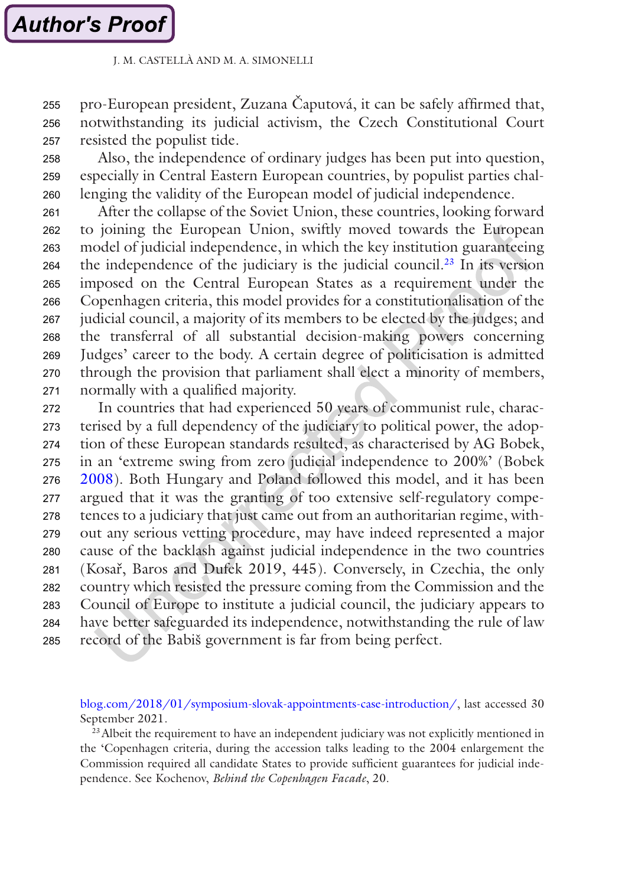pro-European president, Zuzana Čaputová, it can be safely affirmed that, notwithstanding its judicial activism, the Czech Constitutional Court resisted the populist tide.

Also, the independence of ordinary judges has been put into question, especially in Central Eastern European countries, by populist parties challenging the validity of the European model of judicial independence.

After the collapse of the Soviet Union, these countries, looking forward to joining the European Union, swiftly moved towards the European model of judicial independence, in which the key institution guaranteeing the independence of the judiciary is the judicial council.[23] In its version imposed on the Central European States as a requirement under the Copenhagen criteria, this model provides for a constitutionalisation of the judicial council, a majority of its members to be elected by the judges; and the transferral of all substantial decision-making powers concerning Judges' career to the body. A certain degree of politicisation is admitted through the provision that parliament shall elect a minority of members, normally with a qualified majority.

In countries that had experienced 50 years of communist rule, characterised by a full dependency of the judiciary to political power, the adoption of these European standards resulted, as characterised by AG Bobek, in an 'extreme swing from zero judicial independence to 200%' (Bobek 2008). Both Hungary and Poland followed this model, and it has been argued that it was the granting of too extensive self-regulatory competences to a judiciary that just came out from an authoritarian regime, without any serious vetting procedure, may have indeed represented a major cause of the backlash against judicial independence in the two countries (Kosař, Baros and Dufek 2019, 445). Conversely, in Czechia, the only country which resisted the pressure coming from the Commission and the Council of Europe to institute a judicial council, the judiciary appears to have better safeguarded its independence, notwithstanding the rule of law record of the Babiš government is far from being perfect.

---

blog.com/2018/01/symposium-slovak-appointments-case-introduction/, last accessed 30 September 2021.

[23] Albeit the requirement to have an independent judiciary was not explicitly mentioned in the 'Copenhagen criteria, during the accession talks leading to the 2004 enlargement the Commission required all candidate States to provide sufficient guarantees for judicial independence. See Kochenov, *Behind the Copenhagen Facade*, 20.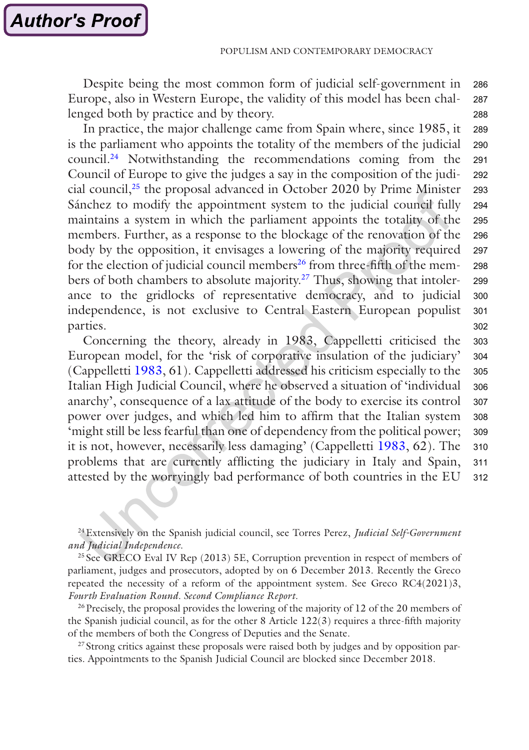Despite being the most common form of judicial self-government in Europe, also in Western Europe, the validity of this model has been challenged both by practice and by theory.

In practice, the major challenge came from Spain where, since 1985, it is the parliament who appoints the totality of the members of the judicial council.[24] Notwithstanding the recommendations coming from the Council of Europe to give the judges a say in the composition of the judicial council,[25] the proposal advanced in October 2020 by Prime Minister Sánchez to modify the appointment system to the judicial council fully maintains a system in which the parliament appoints the totality of the members. Further, as a response to the blockage of the renovation of the body by the opposition, it envisages a lowering of the majority required for the election of judicial council members[26] from three-fifth of the members of both chambers to absolute majority.[27] Thus, showing that intolerance to the gridlocks of representative democracy, and to judicial independence, is not exclusive to Central Eastern European populist parties.

Concerning the theory, already in 1983, Cappelletti criticised the European model, for the 'risk of corporative insulation of the judiciary' (Cappelletti 1983, 61). Cappelletti addressed his criticism especially to the Italian High Judicial Council, where he observed a situation of 'individual anarchy', consequence of a lax attitude of the body to exercise its control power over judges, and which led him to affirm that the Italian system 'might still be less fearful than one of dependency from the political power; it is not, however, necessarily less damaging' (Cappelletti 1983, 62). The problems that are currently afflicting the judiciary in Italy and Spain, attested by the worryingly bad performance of both countries in the EU

[24] Extensively on the Spanish judicial council, see Torres Perez, *Judicial Self-Government and Judicial Independence*.

[25] See GRECO Eval IV Rep (2013) 5E, Corruption prevention in respect of members of parliament, judges and prosecutors, adopted by on 6 December 2013. Recently the Greco repeated the necessity of a reform of the appointment system. See Greco RC4(2021)3, *Fourth Evaluation Round. Second Compliance Report*.

[26] Precisely, the proposal provides the lowering of the majority of 12 of the 20 members of the Spanish judicial council, as for the other 8 Article 122(3) requires a three-fifth majority of the members of both the Congress of Deputies and the Senate.

[27] Strong critics against these proposals were raised both by judges and by opposition parties. Appointments to the Spanish Judicial Council are blocked since December 2018.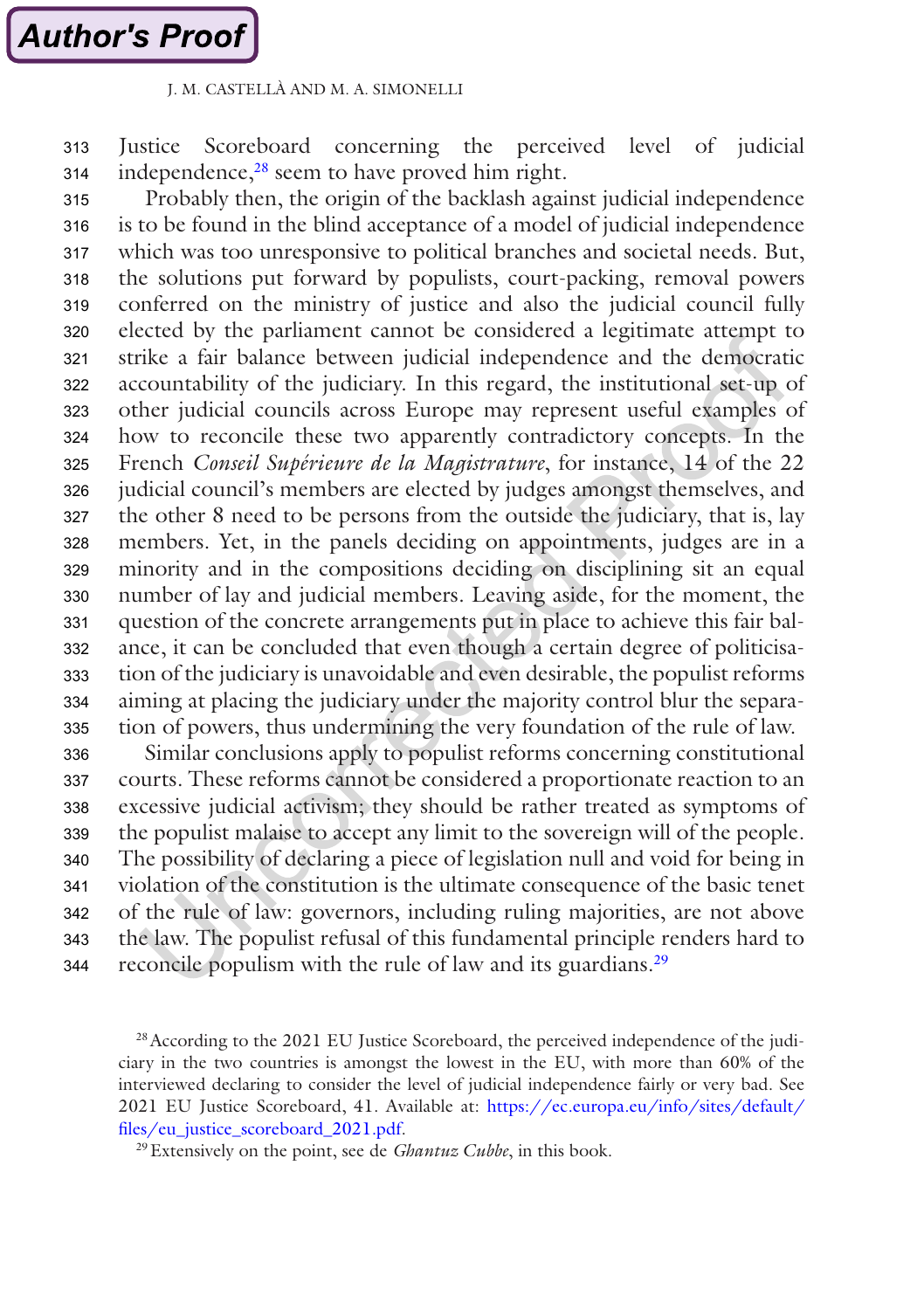Justice Scoreboard concerning the perceived level of judicial independence,[28] seem to have proved him right.

Probably then, the origin of the backlash against judicial independence is to be found in the blind acceptance of a model of judicial independence which was too unresponsive to political branches and societal needs. But, the solutions put forward by populists, court-packing, removal powers conferred on the ministry of justice and also the judicial council fully elected by the parliament cannot be considered a legitimate attempt to strike a fair balance between judicial independence and the democratic accountability of the judiciary. In this regard, the institutional set-up of other judicial councils across Europe may represent useful examples of how to reconcile these two apparently contradictory concepts. In the French *Conseil Supérieure de la Magistrature*, for instance, 14 of the 22 judicial council's members are elected by judges amongst themselves, and the other 8 need to be persons from the outside the judiciary, that is, lay members. Yet, in the panels deciding on appointments, judges are in a minority and in the compositions deciding on disciplining sit an equal number of lay and judicial members. Leaving aside, for the moment, the question of the concrete arrangements put in place to achieve this fair balance, it can be concluded that even though a certain degree of politicisation of the judiciary is unavoidable and even desirable, the populist reforms aiming at placing the judiciary under the majority control blur the separation of powers, thus undermining the very foundation of the rule of law.

Similar conclusions apply to populist reforms concerning constitutional courts. These reforms cannot be considered a proportionate reaction to an excessive judicial activism; they should be rather treated as symptoms of the populist malaise to accept any limit to the sovereign will of the people. The possibility of declaring a piece of legislation null and void for being in violation of the constitution is the ultimate consequence of the basic tenet of the rule of law: governors, including ruling majorities, are not above the law. The populist refusal of this fundamental principle renders hard to reconcile populism with the rule of law and its guardians.[29]

---

[28] According to the 2021 EU Justice Scoreboard, the perceived independence of the judiciary in the two countries is amongst the lowest in the EU, with more than 60% of the interviewed declaring to consider the level of judicial independence fairly or very bad. See 2021 EU Justice Scoreboard, 41. Available at: https://ec.europa.eu/info/sites/default/files/eu_justice_scoreboard_2021.pdf.

[29] Extensively on the point, see de *Ghantuz Cubbe*, in this book.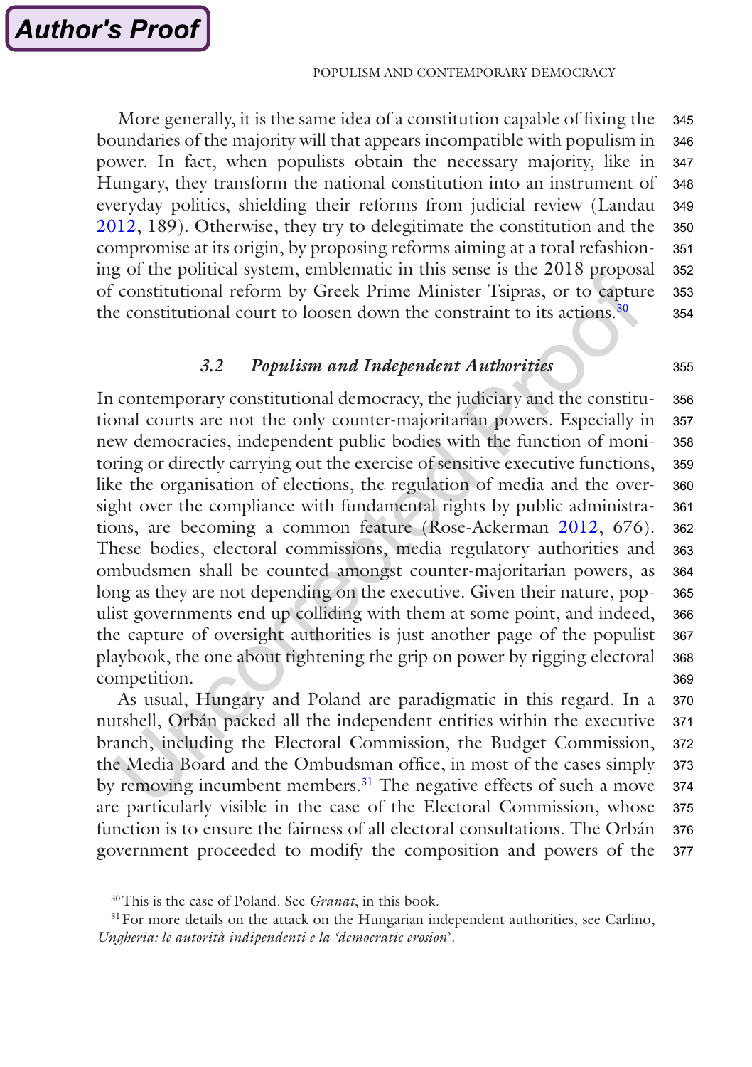More generally, it is the same idea of a constitution capable of fixing the boundaries of the majority will that appears incompatible with populism in power. In fact, when populists obtain the necessary majority, like in Hungary, they transform the national constitution into an instrument of everyday politics, shielding their reforms from judicial review (Landau 2012, 189). Otherwise, they try to delegitimate the constitution and the compromise at its origin, by proposing reforms aiming at a total refashioning of the political system, emblematic in this sense is the 2018 proposal of constitutional reform by Greek Prime Minister Tsipras, or to capture the constitutional court to loosen down the constraint to its actions.[30]

### 3.2 *Populism and Independent Authorities*

In contemporary constitutional democracy, the judiciary and the constitutional courts are not the only counter-majoritarian powers. Especially in new democracies, independent public bodies with the function of monitoring or directly carrying out the exercise of sensitive executive functions, like the organisation of elections, the regulation of media and the oversight over the compliance with fundamental rights by public administrations, are becoming a common feature (Rose-Ackerman 2012, 676). These bodies, electoral commissions, media regulatory authorities and ombudsmen shall be counted amongst counter-majoritarian powers, as long as they are not depending on the executive. Given their nature, populist governments end up colliding with them at some point, and indeed, the capture of oversight authorities is just another page of the populist playbook, the one about tightening the grip on power by rigging electoral competition.

As usual, Hungary and Poland are paradigmatic in this regard. In a nutshell, Orbán packed all the independent entities within the executive branch, including the Electoral Commission, the Budget Commission, the Media Board and the Ombudsman office, in most of the cases simply by removing incumbent members.[31] The negative effects of such a move are particularly visible in the case of the Electoral Commission, whose function is to ensure the fairness of all electoral consultations. The Orbán government proceeded to modify the composition and powers of the

[30] This is the case of Poland. See *Granat*, in this book.

[31] For more details on the attack on the Hungarian independent authorities, see Carlino, *Ungheria: le autorità indipendenti e la 'democratic erosion'*.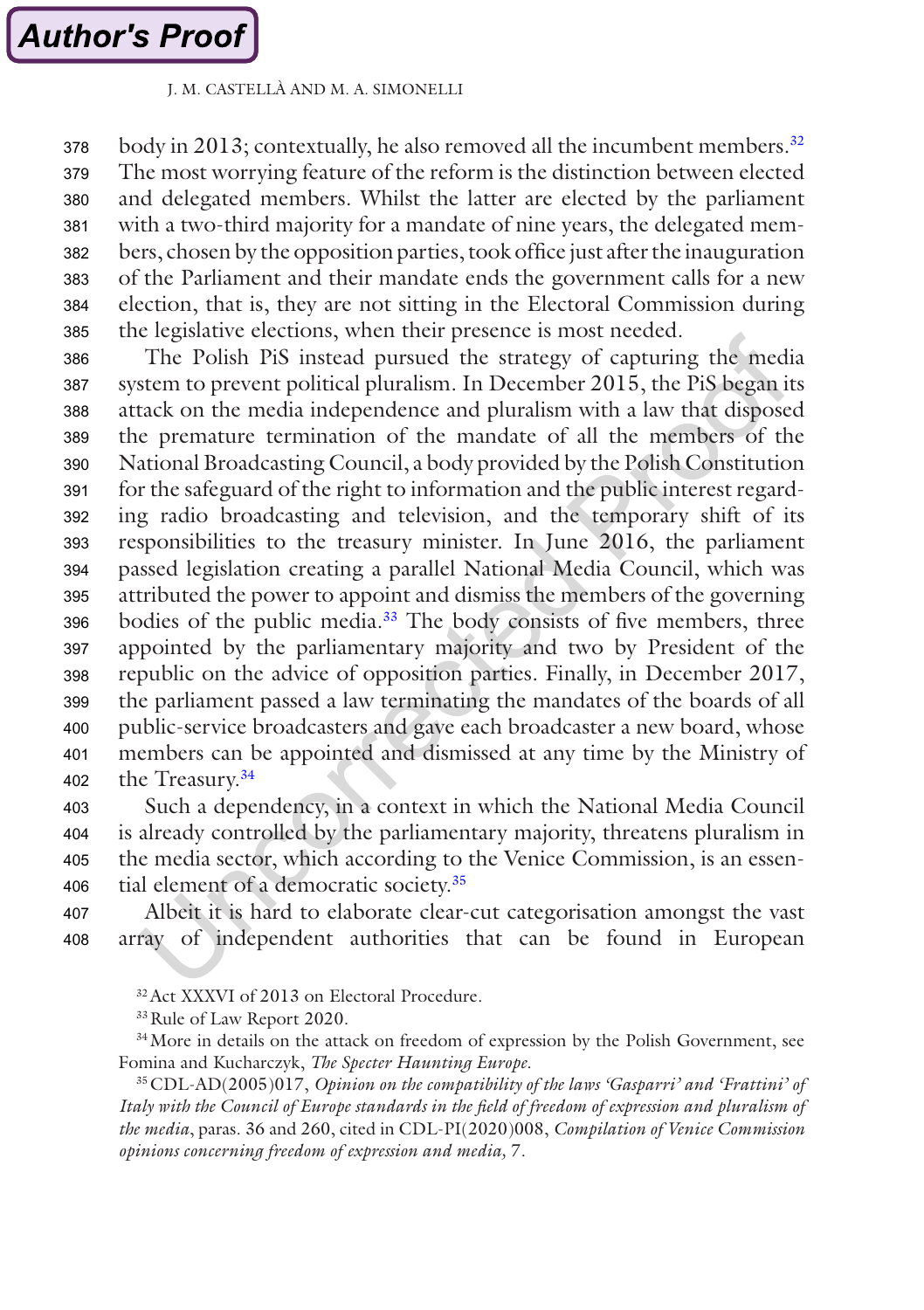body in 2013; contextually, he also removed all the incumbent members.[32] The most worrying feature of the reform is the distinction between elected and delegated members. Whilst the latter are elected by the parliament with a two-third majority for a mandate of nine years, the delegated members, chosen by the opposition parties, took office just after the inauguration of the Parliament and their mandate ends the government calls for a new election, that is, they are not sitting in the Electoral Commission during the legislative elections, when their presence is most needed.

The Polish PiS instead pursued the strategy of capturing the media system to prevent political pluralism. In December 2015, the PiS began its attack on the media independence and pluralism with a law that disposed the premature termination of the mandate of all the members of the National Broadcasting Council, a body provided by the Polish Constitution for the safeguard of the right to information and the public interest regarding radio broadcasting and television, and the temporary shift of its responsibilities to the treasury minister. In June 2016, the parliament passed legislation creating a parallel National Media Council, which was attributed the power to appoint and dismiss the members of the governing bodies of the public media.[33] The body consists of five members, three appointed by the parliamentary majority and two by President of the republic on the advice of opposition parties. Finally, in December 2017, the parliament passed a law terminating the mandates of the boards of all public-service broadcasters and gave each broadcaster a new board, whose members can be appointed and dismissed at any time by the Ministry of the Treasury.[34]

Such a dependency, in a context in which the National Media Council is already controlled by the parliamentary majority, threatens pluralism in the media sector, which according to the Venice Commission, is an essential element of a democratic society.[35]

Albeit it is hard to elaborate clear-cut categorisation amongst the vast array of independent authorities that can be found in European

---

[32] Act XXXVI of 2013 on Electoral Procedure.

[33] Rule of Law Report 2020.

[34] More in details on the attack on freedom of expression by the Polish Government, see Fomina and Kucharczyk, *The Specter Haunting Europe*.

[35] CDL-AD(2005)017, *Opinion on the compatibility of the laws 'Gasparri' and 'Frattini' of Italy with the Council of Europe standards in the field of freedom of expression and pluralism of the media*, paras. 36 and 260, cited in CDL-PI(2020)008, *Compilation of Venice Commission opinions concerning freedom of expression and media*, 7.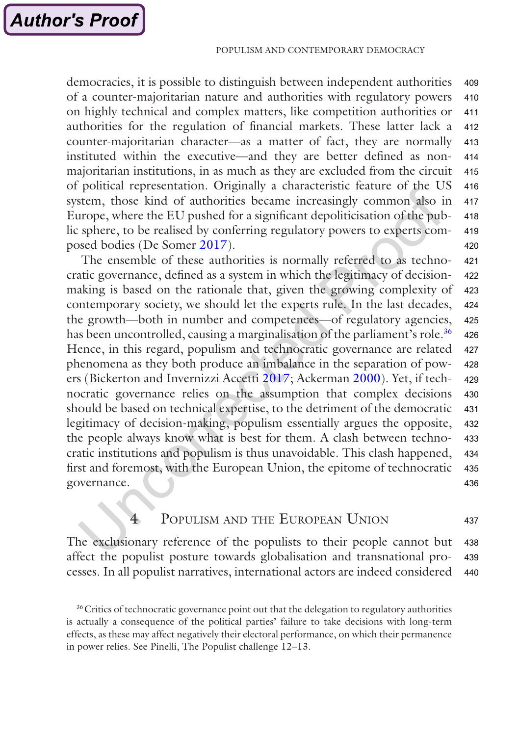democracies, it is possible to distinguish between independent authorities of a counter-majoritarian nature and authorities with regulatory powers on highly technical and complex matters, like competition authorities or authorities for the regulation of financial markets. These latter lack a counter-majoritarian character—as a matter of fact, they are normally instituted within the executive—and they are better defined as non-majoritarian institutions, in as much as they are excluded from the circuit of political representation. Originally a characteristic feature of the US system, those kind of authorities became increasingly common also in Europe, where the EU pushed for a significant depoliticisation of the public sphere, to be realised by conferring regulatory powers to experts composed bodies (De Somer 2017).

The ensemble of these authorities is normally referred to as technocratic governance, defined as a system in which the legitimacy of decision-making is based on the rationale that, given the growing complexity of contemporary society, we should let the experts rule. In the last decades, the growth—both in number and competences—of regulatory agencies, has been uncontrolled, causing a marginalisation of the parliament's role.[36] Hence, in this regard, populism and technocratic governance are related phenomena as they both produce an imbalance in the separation of powers (Bickerton and Invernizzi Accetti 2017; Ackerman 2000). Yet, if technocratic governance relies on the assumption that complex decisions should be based on technical expertise, to the detriment of the democratic legitimacy of decision-making, populism essentially argues the opposite, the people always know what is best for them. A clash between technocratic institutions and populism is thus unavoidable. This clash happened, first and foremost, with the European Union, the epitome of technocratic governance.

## 4 Populism and the European Union

The exclusionary reference of the populists to their people cannot but affect the populist posture towards globalisation and transnational processes. In all populist narratives, international actors are indeed considered

[36] Critics of technocratic governance point out that the delegation to regulatory authorities is actually a consequence of the political parties' failure to take decisions with long-term effects, as these may affect negatively their electoral performance, on which their permanence in power relies. See Pinelli, The Populist challenge 12–13.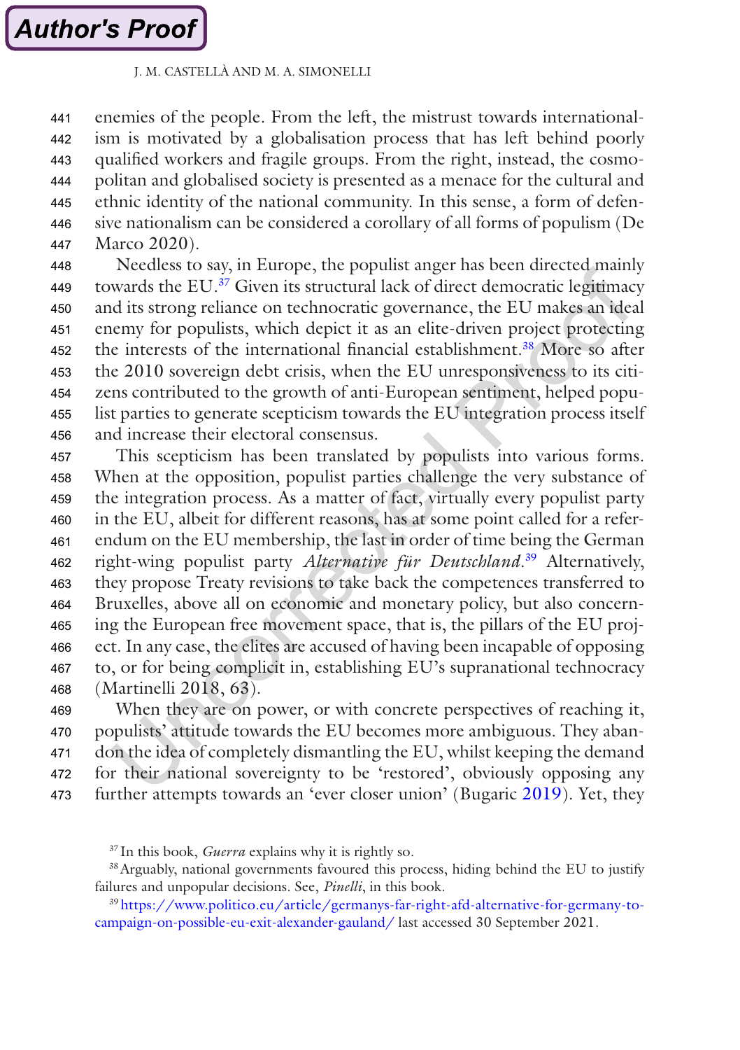enemies of the people. From the left, the mistrust towards internationalism is motivated by a globalisation process that has left behind poorly qualified workers and fragile groups. From the right, instead, the cosmopolitan and globalised society is presented as a menace for the cultural and ethnic identity of the national community. In this sense, a form of defensive nationalism can be considered a corollary of all forms of populism (De Marco 2020).

Needless to say, in Europe, the populist anger has been directed mainly towards the EU.[37] Given its structural lack of direct democratic legitimacy and its strong reliance on technocratic governance, the EU makes an ideal enemy for populists, which depict it as an elite-driven project protecting the interests of the international financial establishment.[38] More so after the 2010 sovereign debt crisis, when the EU unresponsiveness to its citizens contributed to the growth of anti-European sentiment, helped populist parties to generate scepticism towards the EU integration process itself and increase their electoral consensus.

This scepticism has been translated by populists into various forms. When at the opposition, populist parties challenge the very substance of the integration process. As a matter of fact, virtually every populist party in the EU, albeit for different reasons, has at some point called for a referendum on the EU membership, the last in order of time being the German right-wing populist party *Alternative für Deutschland*.[39] Alternatively, they propose Treaty revisions to take back the competences transferred to Bruxelles, above all on economic and monetary policy, but also concerning the European free movement space, that is, the pillars of the EU project. In any case, the elites are accused of having been incapable of opposing to, or for being complicit in, establishing EU's supranational technocracy (Martinelli 2018, 63).

When they are on power, or with concrete perspectives of reaching it, populists' attitude towards the EU becomes more ambiguous. They abandon the idea of completely dismantling the EU, whilst keeping the demand for their national sovereignty to be 'restored', obviously opposing any further attempts towards an 'ever closer union' (Bugaric 2019). Yet, they

---

[37] In this book, *Guerra* explains why it is rightly so.

[38] Arguably, national governments favoured this process, hiding behind the EU to justify failures and unpopular decisions. See, *Pinelli*, in this book.

[39] https://www.politico.eu/article/germanys-far-right-afd-alternative-for-germany-to-campaign-on-possible-eu-exit-alexander-gauland/ last accessed 30 September 2021.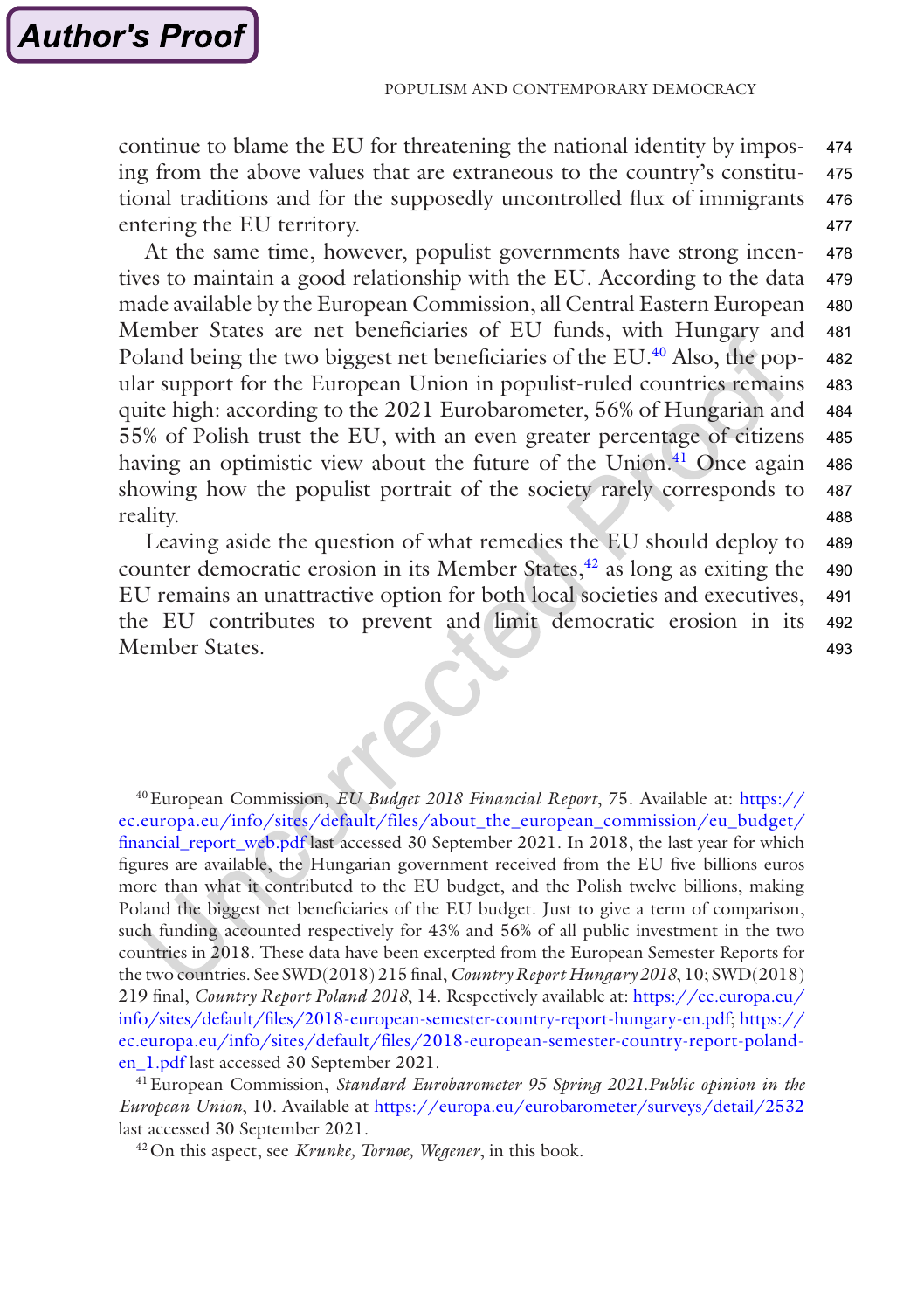continue to blame the EU for threatening the national identity by imposing from the above values that are extraneous to the country's constitutional traditions and for the supposedly uncontrolled flux of immigrants entering the EU territory.

At the same time, however, populist governments have strong incentives to maintain a good relationship with the EU. According to the data made available by the European Commission, all Central Eastern European Member States are net beneficiaries of EU funds, with Hungary and Poland being the two biggest net beneficiaries of the EU.[40] Also, the popular support for the European Union in populist-ruled countries remains quite high: according to the 2021 Eurobarometer, 56% of Hungarian and 55% of Polish trust the EU, with an even greater percentage of citizens having an optimistic view about the future of the Union.[41] Once again showing how the populist portrait of the society rarely corresponds to reality.

Leaving aside the question of what remedies the EU should deploy to counter democratic erosion in its Member States,[42] as long as exiting the EU remains an unattractive option for both local societies and executives, the EU contributes to prevent and limit democratic erosion in its Member States.

---

[40] European Commission, *EU Budget 2018 Financial Report*, 75. Available at: https://ec.europa.eu/info/sites/default/files/about_the_european_commission/eu_budget/financial_report_web.pdf last accessed 30 September 2021. In 2018, the last year for which figures are available, the Hungarian government received from the EU five billions euros more than what it contributed to the EU budget, and the Polish twelve billions, making Poland the biggest net beneficiaries of the EU budget. Just to give a term of comparison, such funding accounted respectively for 43% and 56% of all public investment in the two countries in 2018. These data have been excerpted from the European Semester Reports for the two countries. See SWD(2018) 215 final, *Country Report Hungary 2018*, 10; SWD(2018) 219 final, *Country Report Poland 2018*, 14. Respectively available at: https://ec.europa.eu/info/sites/default/files/2018-european-semester-country-report-hungary-en.pdf; https://ec.europa.eu/info/sites/default/files/2018-european-semester-country-report-poland-en_1.pdf last accessed 30 September 2021.

[41] European Commission, *Standard Eurobarometer 95 Spring 2021.Public opinion in the European Union*, 10. Available at https://europa.eu/eurobarometer/surveys/detail/2532 last accessed 30 September 2021.

[42] On this aspect, see *Krunke, Tornøe, Wegener*, in this book.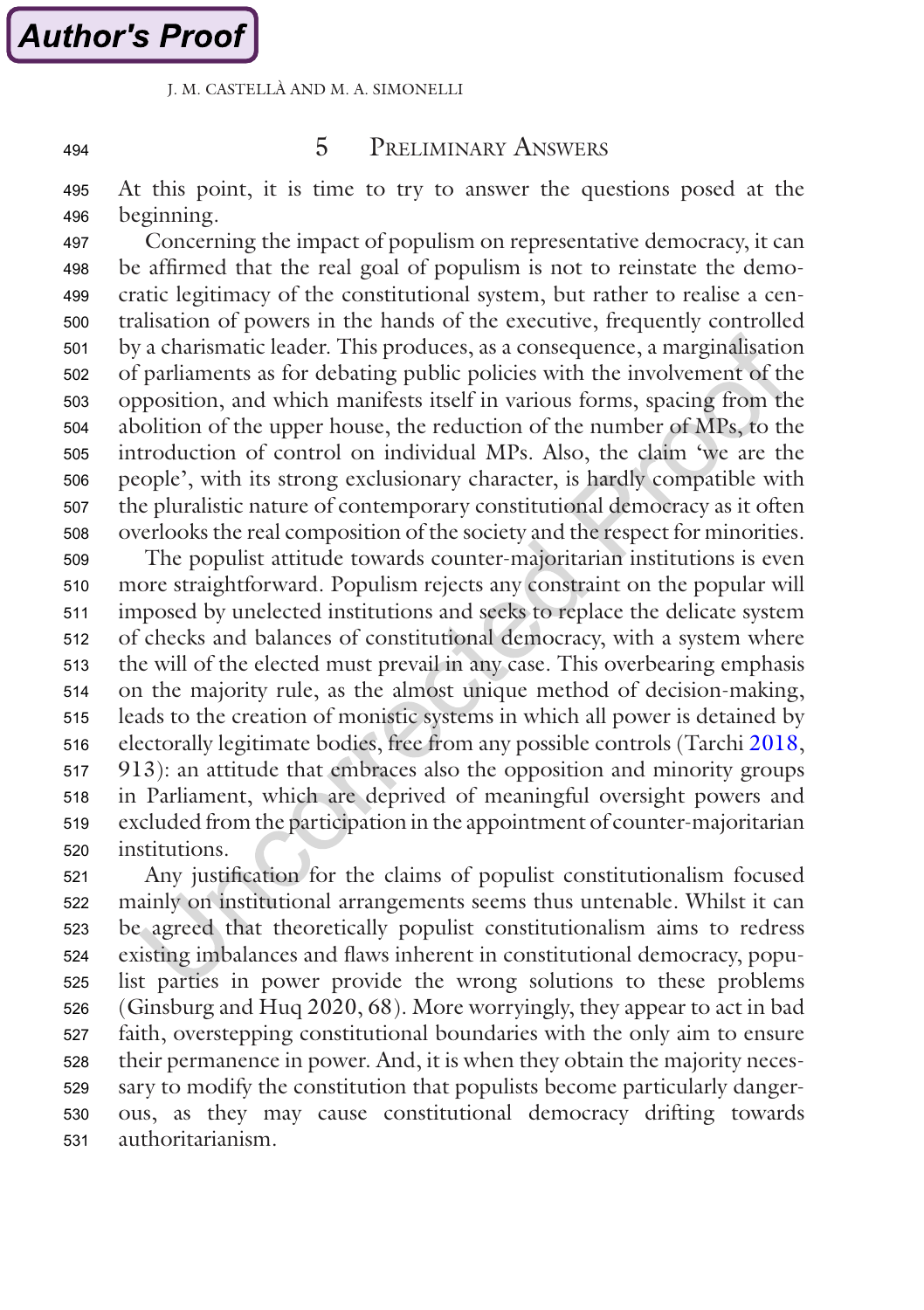## 5 Preliminary Answers

At this point, it is time to try to answer the questions posed at the beginning.

Concerning the impact of populism on representative democracy, it can be affirmed that the real goal of populism is not to reinstate the democratic legitimacy of the constitutional system, but rather to realise a centralisation of powers in the hands of the executive, frequently controlled by a charismatic leader. This produces, as a consequence, a marginalisation of parliaments as for debating public policies with the involvement of the opposition, and which manifests itself in various forms, spacing from the abolition of the upper house, the reduction of the number of MPs, to the introduction of control on individual MPs. Also, the claim 'we are the people', with its strong exclusionary character, is hardly compatible with the pluralistic nature of contemporary constitutional democracy as it often overlooks the real composition of the society and the respect for minorities.

The populist attitude towards counter-majoritarian institutions is even more straightforward. Populism rejects any constraint on the popular will imposed by unelected institutions and seeks to replace the delicate system of checks and balances of constitutional democracy, with a system where the will of the elected must prevail in any case. This overbearing emphasis on the majority rule, as the almost unique method of decision-making, leads to the creation of monistic systems in which all power is detained by electorally legitimate bodies, free from any possible controls (Tarchi 2018, 913): an attitude that embraces also the opposition and minority groups in Parliament, which are deprived of meaningful oversight powers and excluded from the participation in the appointment of counter-majoritarian institutions.

Any justification for the claims of populist constitutionalism focused mainly on institutional arrangements seems thus untenable. Whilst it can be agreed that theoretically populist constitutionalism aims to redress existing imbalances and flaws inherent in constitutional democracy, populist parties in power provide the wrong solutions to these problems (Ginsburg and Huq 2020, 68). More worryingly, they appear to act in bad faith, overstepping constitutional boundaries with the only aim to ensure their permanence in power. And, it is when they obtain the majority necessary to modify the constitution that populists become particularly dangerous, as they may cause constitutional democracy drifting towards authoritarianism.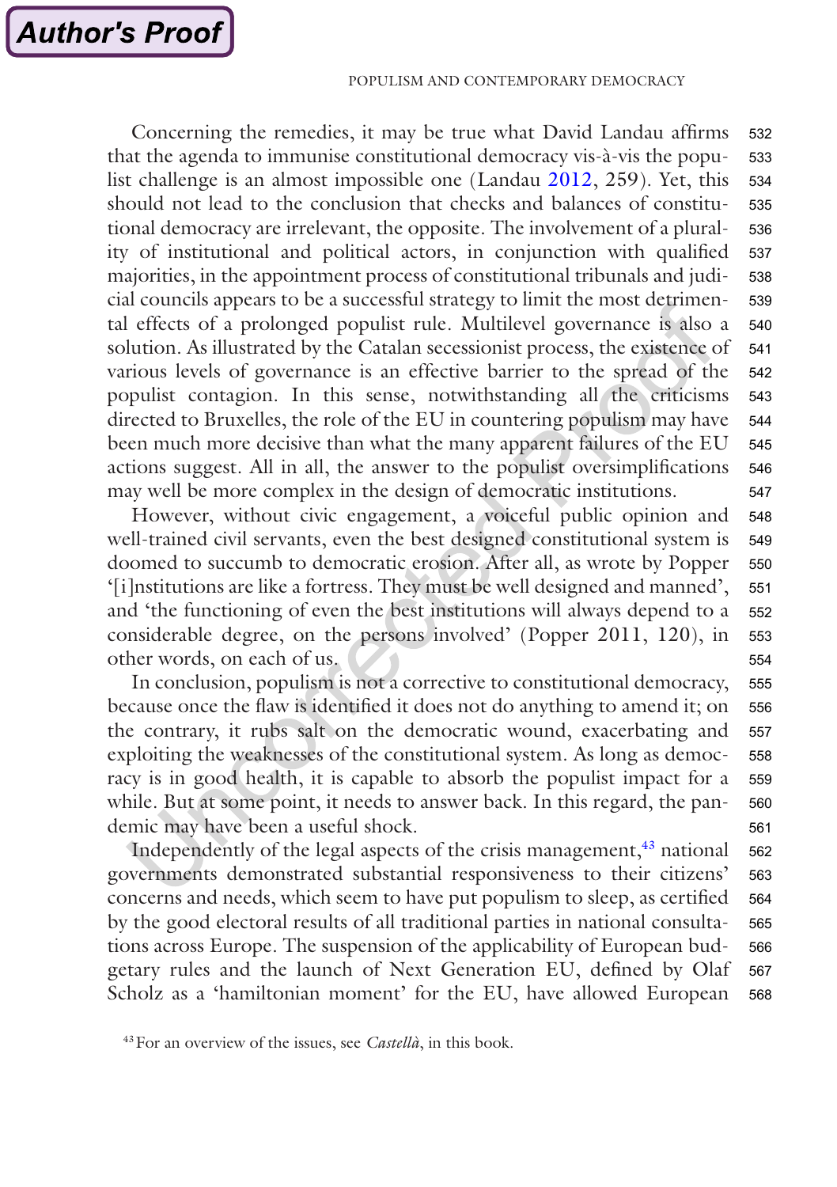Concerning the remedies, it may be true what David Landau affirms that the agenda to immunise constitutional democracy vis-à-vis the populist challenge is an almost impossible one (Landau 2012, 259). Yet, this should not lead to the conclusion that checks and balances of constitutional democracy are irrelevant, the opposite. The involvement of a plurality of institutional and political actors, in conjunction with qualified majorities, in the appointment process of constitutional tribunals and judicial councils appears to be a successful strategy to limit the most detrimental effects of a prolonged populist rule. Multilevel governance is also a solution. As illustrated by the Catalan secessionist process, the existence of various levels of governance is an effective barrier to the spread of the populist contagion. In this sense, notwithstanding all the criticisms directed to Bruxelles, the role of the EU in countering populism may have been much more decisive than what the many apparent failures of the EU actions suggest. All in all, the answer to the populist oversimplifications may well be more complex in the design of democratic institutions.

However, without civic engagement, a voiceful public opinion and well-trained civil servants, even the best designed constitutional system is doomed to succumb to democratic erosion. After all, as wrote by Popper '[i]nstitutions are like a fortress. They must be well designed and manned', and 'the functioning of even the best institutions will always depend to a considerable degree, on the persons involved' (Popper 2011, 120), in other words, on each of us.

In conclusion, populism is not a corrective to constitutional democracy, because once the flaw is identified it does not do anything to amend it; on the contrary, it rubs salt on the democratic wound, exacerbating and exploiting the weaknesses of the constitutional system. As long as democracy is in good health, it is capable to absorb the populist impact for a while. But at some point, it needs to answer back. In this regard, the pandemic may have been a useful shock.

Independently of the legal aspects of the crisis management,[43] national governments demonstrated substantial responsiveness to their citizens' concerns and needs, which seem to have put populism to sleep, as certified by the good electoral results of all traditional parties in national consultations across Europe. The suspension of the applicability of European budgetary rules and the launch of Next Generation EU, defined by Olaf Scholz as a 'hamiltonian moment' for the EU, have allowed European

[43] For an overview of the issues, see *Castellà*, in this book.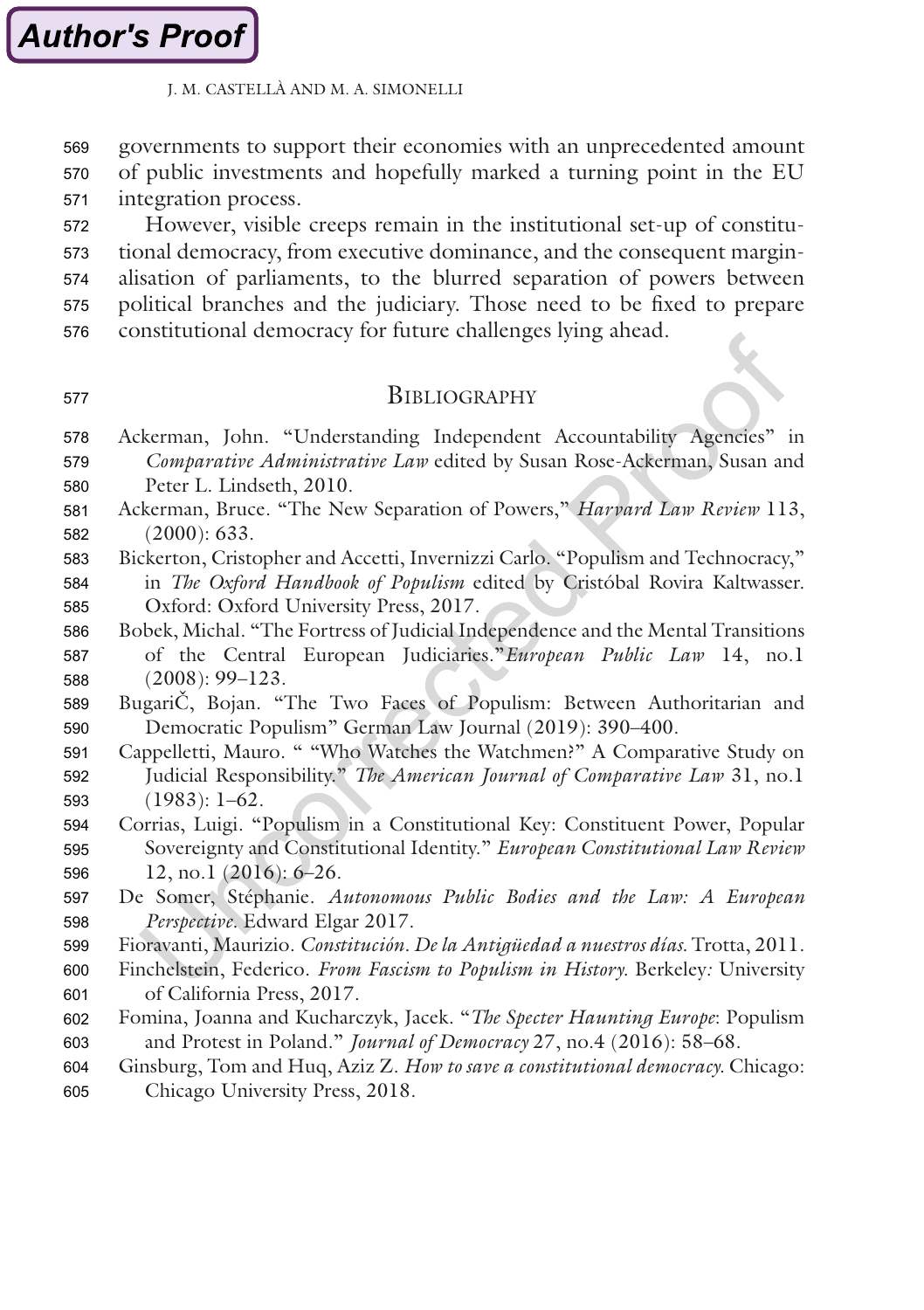governments to support their economies with an unprecedented amount of public investments and hopefully marked a turning point in the EU integration process.

However, visible creeps remain in the institutional set-up of constitutional democracy, from executive dominance, and the consequent marginalisation of parliaments, to the blurred separation of powers between political branches and the judiciary. Those need to be fixed to prepare constitutional democracy for future challenges lying ahead.

## Bibliography

Ackerman, John. "Understanding Independent Accountability Agencies" in *Comparative Administrative Law* edited by Susan Rose-Ackerman, Susan and Peter L. Lindseth, 2010.

Ackerman, Bruce. "The New Separation of Powers," *Harvard Law Review* 113, (2000): 633.

Bickerton, Cristopher and Accetti, Invernizzi Carlo. "Populism and Technocracy," in *The Oxford Handbook of Populism* edited by Cristóbal Rovira Kaltwasser. Oxford: Oxford University Press, 2017.

Bobek, Michal. "The Fortress of Judicial Independence and the Mental Transitions of the Central European Judiciaries."*European Public Law* 14, no.1 (2008): 99–123.

BugariČ, Bojan. "The Two Faces of Populism: Between Authoritarian and Democratic Populism" German Law Journal (2019): 390–400.

Cappelletti, Mauro. " "Who Watches the Watchmen?" A Comparative Study on Judicial Responsibility." *The American Journal of Comparative Law* 31, no.1 (1983): 1–62.

Corrias, Luigi. "Populism in a Constitutional Key: Constituent Power, Popular Sovereignty and Constitutional Identity." *European Constitutional Law Review* 12, no.1 (2016): 6–26.

De Somer, Stéphanie. *Autonomous Public Bodies and the Law: A European Perspective*. Edward Elgar 2017.

Fioravanti, Maurizio. *Constitución. De la Antigüedad a nuestros días*. Trotta, 2011.

Finchelstein, Federico. *From Fascism to Populism in History*. Berkeley: University of California Press, 2017.

Fomina, Joanna and Kucharczyk, Jacek. "*The Specter Haunting Europe*: Populism and Protest in Poland." *Journal of Democracy* 27, no.4 (2016): 58–68.

Ginsburg, Tom and Huq, Aziz Z. *How to save a constitutional democracy*. Chicago: Chicago University Press, 2018.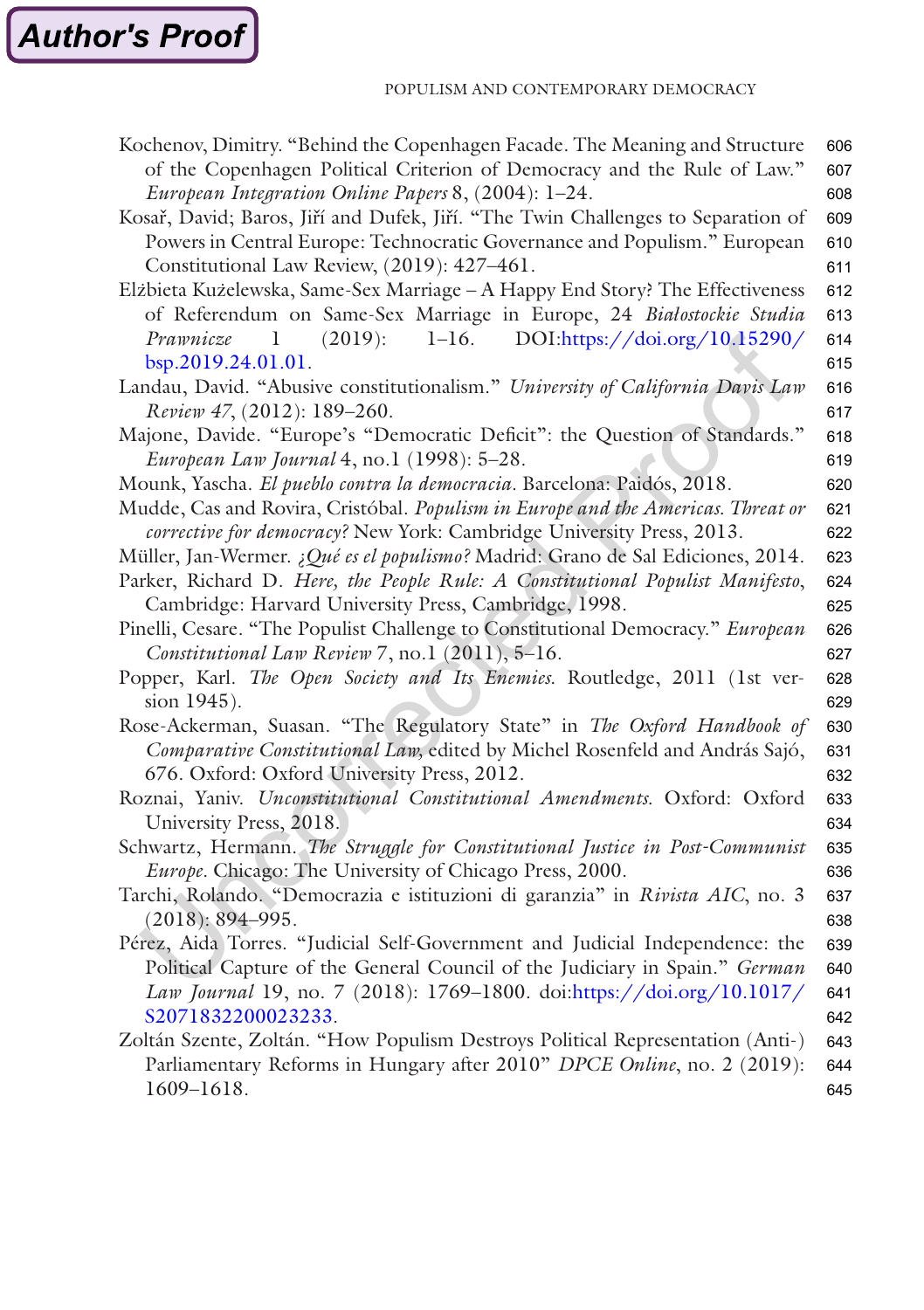Kochenov, Dimitry. "Behind the Copenhagen Facade. The Meaning and Structure of the Copenhagen Political Criterion of Democracy and the Rule of Law." *European Integration Online Papers* 8, (2004): 1–24.

Kosař, David; Baros, Jiří and Dufek, Jiří. "The Twin Challenges to Separation of Powers in Central Europe: Technocratic Governance and Populism." European Constitutional Law Review, (2019): 427–461.

Elżbieta Kużelewska, Same-Sex Marriage – A Happy End Story? The Effectiveness of Referendum on Same-Sex Marriage in Europe, 24 *Białostockie Studia Prawnicze* 1 (2019): 1–16. DOI:https://doi.org/10.15290/bsp.2019.24.01.01.

Landau, David. "Abusive constitutionalism." *University of California Davis Law Review 47*, (2012): 189–260.

Majone, Davide. "Europe's "Democratic Deficit": the Question of Standards." *European Law Journal* 4, no.1 (1998): 5–28.

Mounk, Yascha. *El pueblo contra la democracia*. Barcelona: Paidós, 2018.

Mudde, Cas and Rovira, Cristóbal. *Populism in Europe and the Americas. Threat or corrective for democracy?* New York: Cambridge University Press, 2013.

Müller, Jan-Wermer. *¿Qué es el populismo?* Madrid: Grano de Sal Ediciones, 2014.

Parker, Richard D. *Here, the People Rule: A Constitutional Populist Manifesto*, Cambridge: Harvard University Press, Cambridge, 1998.

Pinelli, Cesare. "The Populist Challenge to Constitutional Democracy." *European Constitutional Law Review* 7, no.1 (2011), 5–16.

Popper, Karl. *The Open Society and Its Enemies.* Routledge, 2011 (1st version 1945).

Rose-Ackerman, Suasan. "The Regulatory State" in *The Oxford Handbook of Comparative Constitutional Law*, edited by Michel Rosenfeld and András Sajó, 676. Oxford: Oxford University Press, 2012.

Roznai, Yaniv. *Unconstitutional Constitutional Amendments.* Oxford: Oxford University Press, 2018.

Schwartz, Hermann. *The Struggle for Constitutional Justice in Post-Communist Europe*. Chicago: The University of Chicago Press, 2000.

Tarchi, Rolando. "Democrazia e istituzioni di garanzia" in *Rivista AIC*, no. 3 (2018): 894–995.

Pérez, Aida Torres. "Judicial Self-Government and Judicial Independence: the Political Capture of the General Council of the Judiciary in Spain." *German Law Journal* 19, no. 7 (2018): 1769–1800. doi:https://doi.org/10.1017/S2071832200023233.

Zoltán Szente, Zoltán. "How Populism Destroys Political Representation (Anti-) Parliamentary Reforms in Hungary after 2010" *DPCE Online*, no. 2 (2019): 1609–1618.